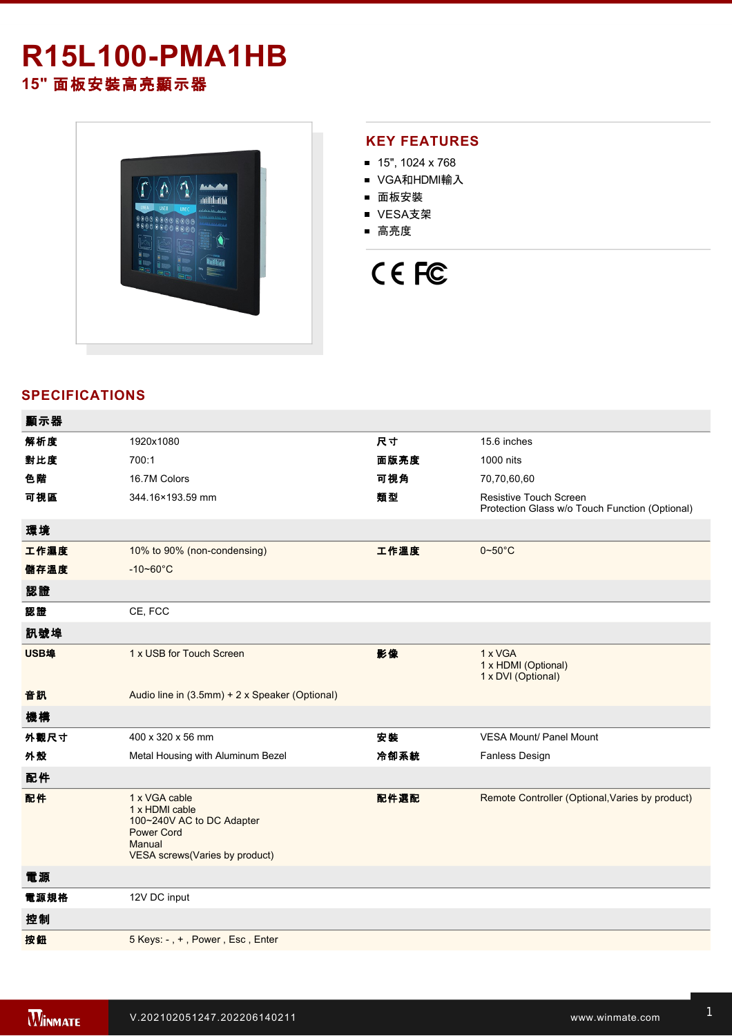# R15L100-PMA1HB

## 15" 面板安裝高亮顯示器

## KEY FEATURES

- 15", 1024 x 768
- VGA和HDMI輸入
- 面板安裝
- VESA支架
- 高亮度

## SPECIFICATIONS

| 顯示器 | | | |
|---|---|---|---|
| 解析度 | 1920x1080 | 尺寸 | 15.6 inches |
| 對比度 | 700:1 | 面版亮度 | 1000 nits |
| 色階 | 16.7M Colors | 可視角 | 70,70,60,60 |
| 可視區 | 344.16×193.59 mm | 類型 | Resistive Touch Screen<br>Protection Glass w/o Touch Function (Optional) |
| **環境** | | | |
| 工作濕度 | 10% to 90% (non-condensing) | 工作溫度 | 0~50°C |
| 儲存溫度 | -10~60°C | | |
| **認證** | | | |
| 認證 | CE, FCC | | |
| **訊號埠** | | | |
| USB埠 | 1 x USB for Touch Screen | 影像 | 1 x VGA<br>1 x HDMI (Optional)<br>1 x DVI (Optional) |
| 音訊 | Audio line in (3.5mm) + 2 x Speaker (Optional) | | |
| **機構** | | | |
| 外觀尺寸 | 400 x 320 x 56 mm | 安裝 | VESA Mount/ Panel Mount |
| 外殼 | Metal Housing with Aluminum Bezel | 冷卻系統 | Fanless Design |
| **配件** | | | |
| 配件 | 1 x VGA cable<br>1 x HDMI cable<br>100~240V AC to DC Adapter<br>Power Cord<br>Manual<br>VESA screws(Varies by product) | 配件選配 | Remote Controller (Optional,Varies by product) |
| **電源** | | | |
| 電源規格 | 12V DC input | | |
| **控制** | | | |
| 按鈕 | 5 Keys: - , + , Power , Esc , Enter | | |

V.202102051247.202206140211

www.winmate.com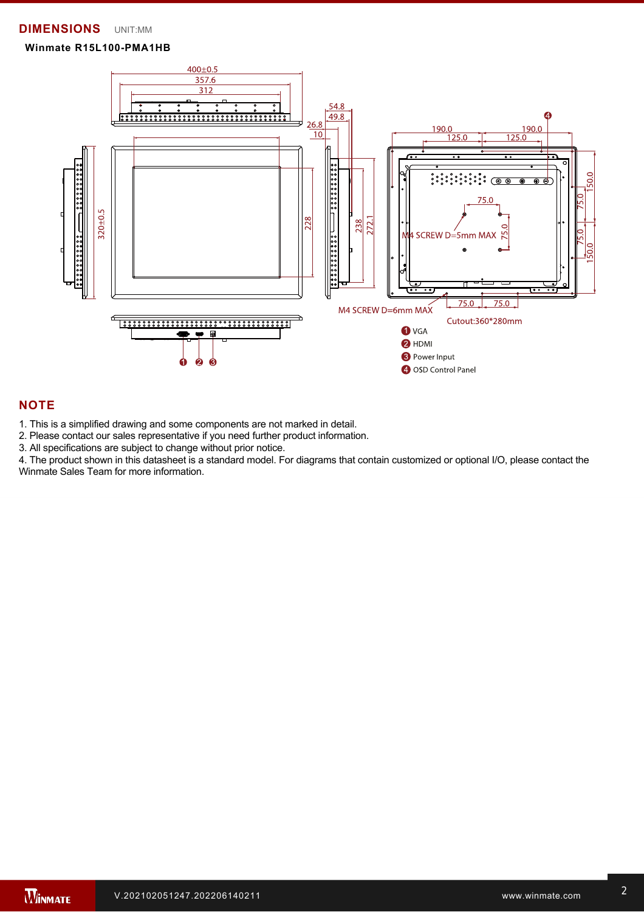## DIMENSIONS UNIT:MM

**Winmate R15L100-PMA1HB**

400±0.5
357.6
312
54.8
49.8
26.8
10
320±0.5
228
238
272.1
190.0
125.0
190.0
125.0
75.0
M4 SCREW D=5mm MAX
75.0
150.0
75.0
75.0
150.0
M4 SCREW D=6mm MAX
75.0
75.0
Cutout:360*280mm

1. VGA
2. HDMI
3. Power Input
4. OSD Control Panel

## NOTE

1. This is a simplified drawing and some components are not marked in detail.
2. Please contact our sales representative if you need further product information.
3. All specifications are subject to change without prior notice.
4. The product shown in this datasheet is a standard model. For diagrams that contain customized or optional I/O, please contact the Winmate Sales Team for more information.